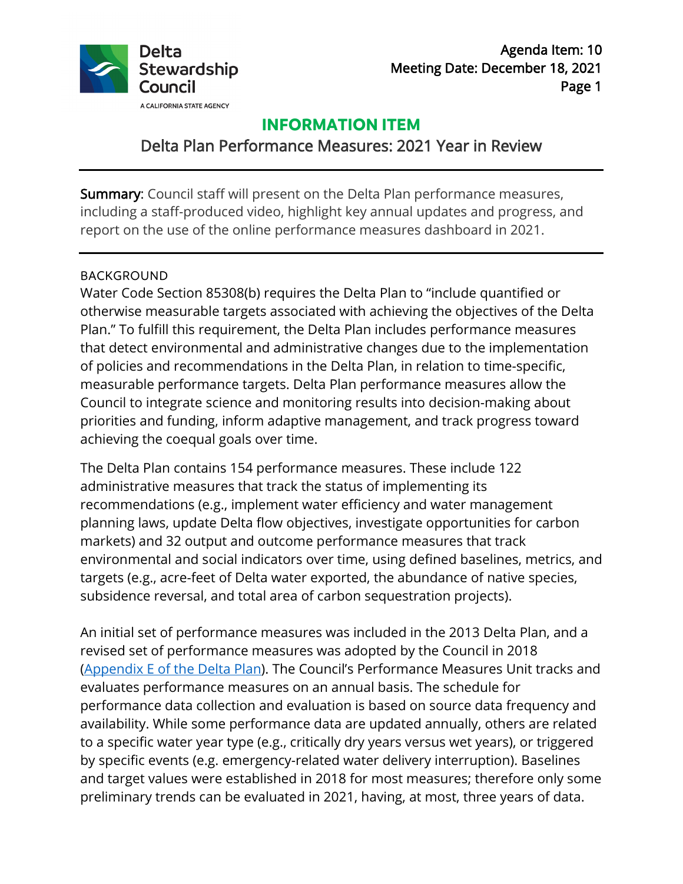Delta Stewardship Council

A CALIFORNIA STATE AGENCY

Agenda Item: 10
Meeting Date: December 18, 2021

## INFORMATION ITEM

# Delta Plan Performance Measures: 2021 Year in Review

**Summary**: Council staff will present on the Delta Plan performance measures, including a staff-produced video, highlight key annual updates and progress, and report on the use of the online performance measures dashboard in 2021.

---

BACKGROUND

Water Code Section 85308(b) requires the Delta Plan to "include quantified or otherwise measurable targets associated with achieving the objectives of the Delta Plan." To fulfill this requirement, the Delta Plan includes performance measures that detect environmental and administrative changes due to the implementation of policies and recommendations in the Delta Plan, in relation to time-specific, measurable performance targets. Delta Plan performance measures allow the Council to integrate science and monitoring results into decision-making about priorities and funding, inform adaptive management, and track progress toward achieving the coequal goals over time.

The Delta Plan contains 154 performance measures. These include 122 administrative measures that track the status of implementing its recommendations (e.g., implement water efficiency and water management planning laws, update Delta flow objectives, investigate opportunities for carbon markets) and 32 output and outcome performance measures that track environmental and social indicators over time, using defined baselines, metrics, and targets (e.g., acre-feet of Delta water exported, the abundance of native species, subsidence reversal, and total area of carbon sequestration projects).

An initial set of performance measures was included in the 2013 Delta Plan, and a revised set of performance measures was adopted by the Council in 2018 (Appendix E of the Delta Plan). The Council's Performance Measures Unit tracks and evaluates performance measures on an annual basis. The schedule for performance data collection and evaluation is based on source data frequency and availability. While some performance data are updated annually, others are related to a specific water year type (e.g., critically dry years versus wet years), or triggered by specific events (e.g. emergency-related water delivery interruption). Baselines and target values were established in 2018 for most measures; therefore only some preliminary trends can be evaluated in 2021, having, at most, three years of data.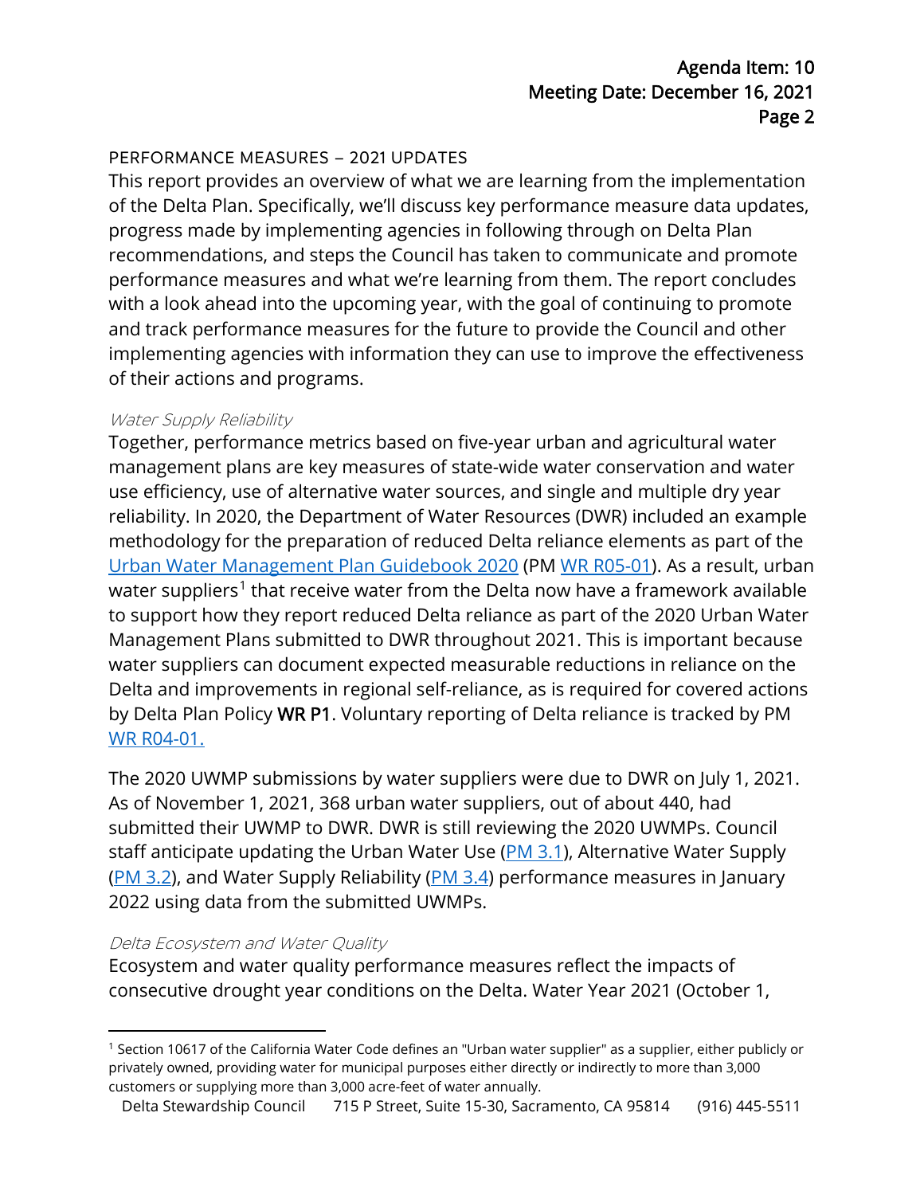## PERFORMANCE MEASURES – 2021 UPDATES

This report provides an overview of what we are learning from the implementation of the Delta Plan. Specifically, we'll discuss key performance measure data updates, progress made by implementing agencies in following through on Delta Plan recommendations, and steps the Council has taken to communicate and promote performance measures and what we're learning from them. The report concludes with a look ahead into the upcoming year, with the goal of continuing to promote and track performance measures for the future to provide the Council and other implementing agencies with information they can use to improve the effectiveness of their actions and programs.

### *Water Supply Reliability*

Together, performance metrics based on five-year urban and agricultural water management plans are key measures of state-wide water conservation and water use efficiency, use of alternative water sources, and single and multiple dry year reliability. In 2020, the Department of Water Resources (DWR) included an example methodology for the preparation of reduced Delta reliance elements as part of the Urban Water Management Plan Guidebook 2020 (PM WR R05-01). As a result, urban water suppliers[1] that receive water from the Delta now have a framework available to support how they report reduced Delta reliance as part of the 2020 Urban Water Management Plans submitted to DWR throughout 2021. This is important because water suppliers can document expected measurable reductions in reliance on the Delta and improvements in regional self-reliance, as is required for covered actions by Delta Plan Policy **WR P1**. Voluntary reporting of Delta reliance is tracked by PM WR R04-01.

The 2020 UWMP submissions by water suppliers were due to DWR on July 1, 2021. As of November 1, 2021, 368 urban water suppliers, out of about 440, had submitted their UWMP to DWR. DWR is still reviewing the 2020 UWMPs. Council staff anticipate updating the Urban Water Use (PM 3.1), Alternative Water Supply (PM 3.2), and Water Supply Reliability (PM 3.4) performance measures in January 2022 using data from the submitted UWMPs.

### *Delta Ecosystem and Water Quality*

Ecosystem and water quality performance measures reflect the impacts of consecutive drought year conditions on the Delta. Water Year 2021 (October 1,

---

[1] Section 10617 of the California Water Code defines an "Urban water supplier" as a supplier, either publicly or privately owned, providing water for municipal purposes either directly or indirectly to more than 3,000 customers or supplying more than 3,000 acre-feet of water annually.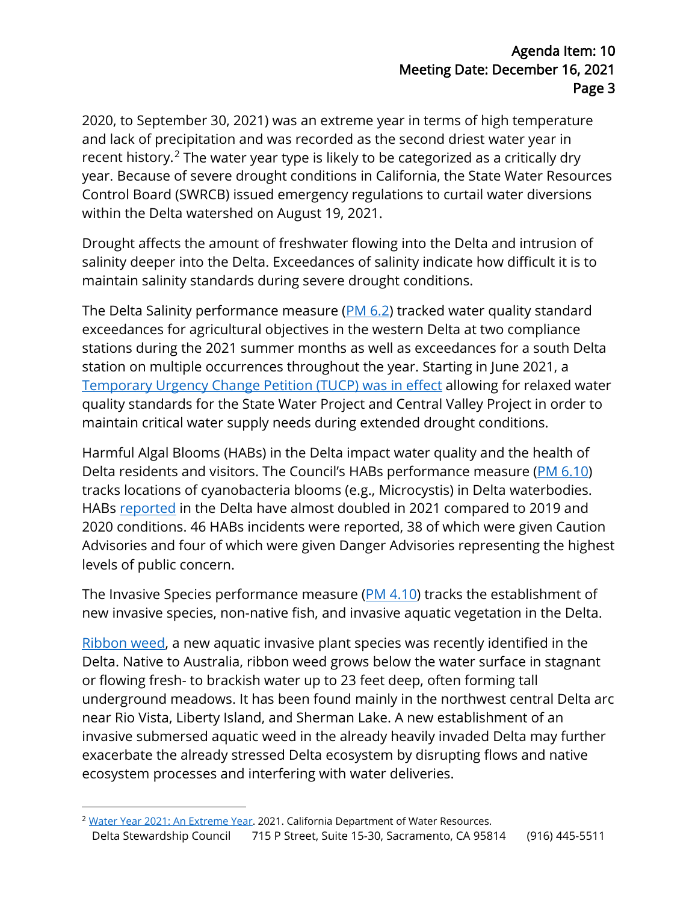2020, to September 30, 2021) was an extreme year in terms of high temperature and lack of precipitation and was recorded as the second driest water year in recent history.[2] The water year type is likely to be categorized as a critically dry year. Because of severe drought conditions in California, the State Water Resources Control Board (SWRCB) issued emergency regulations to curtail water diversions within the Delta watershed on August 19, 2021.

Drought affects the amount of freshwater flowing into the Delta and intrusion of salinity deeper into the Delta. Exceedances of salinity indicate how difficult it is to maintain salinity standards during severe drought conditions.

The Delta Salinity performance measure (PM 6.2) tracked water quality standard exceedances for agricultural objectives in the western Delta at two compliance stations during the 2021 summer months as well as exceedances for a south Delta station on multiple occurrences throughout the year. Starting in June 2021, a Temporary Urgency Change Petition (TUCP) was in effect allowing for relaxed water quality standards for the State Water Project and Central Valley Project in order to maintain critical water supply needs during extended drought conditions.

Harmful Algal Blooms (HABs) in the Delta impact water quality and the health of Delta residents and visitors. The Council's HABs performance measure (PM 6.10) tracks locations of cyanobacteria blooms (e.g., Microcystis) in Delta waterbodies. HABs reported in the Delta have almost doubled in 2021 compared to 2019 and 2020 conditions. 46 HABs incidents were reported, 38 of which were given Caution Advisories and four of which were given Danger Advisories representing the highest levels of public concern.

The Invasive Species performance measure (PM 4.10) tracks the establishment of new invasive species, non-native fish, and invasive aquatic vegetation in the Delta.

Ribbon weed, a new aquatic invasive plant species was recently identified in the Delta. Native to Australia, ribbon weed grows below the water surface in stagnant or flowing fresh- to brackish water up to 23 feet deep, often forming tall underground meadows. It has been found mainly in the northwest central Delta arc near Rio Vista, Liberty Island, and Sherman Lake. A new establishment of an invasive submersed aquatic weed in the already heavily invaded Delta may further exacerbate the already stressed Delta ecosystem by disrupting flows and native ecosystem processes and interfering with water deliveries.

[2] Water Year 2021: An Extreme Year. 2021. California Department of Water Resources.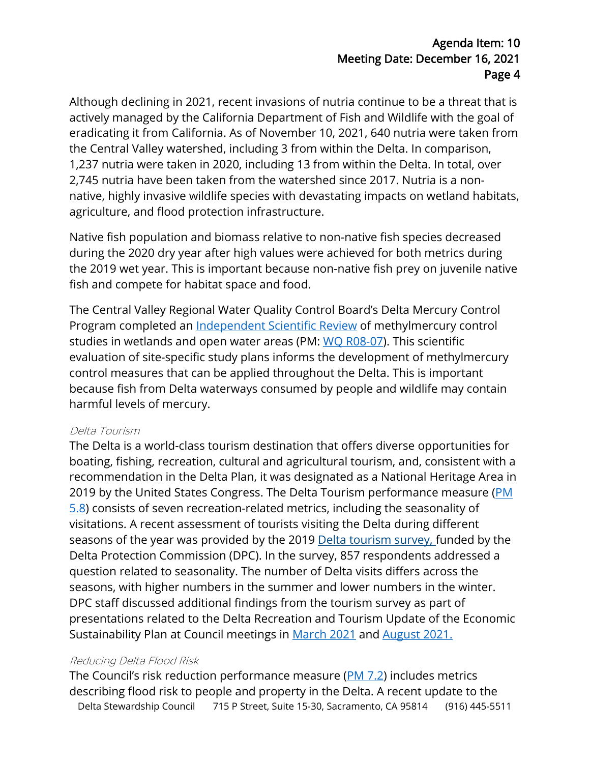Although declining in 2021, recent invasions of nutria continue to be a threat that is actively managed by the California Department of Fish and Wildlife with the goal of eradicating it from California. As of November 10, 2021, 640 nutria were taken from the Central Valley watershed, including 3 from within the Delta. In comparison, 1,237 nutria were taken in 2020, including 13 from within the Delta. In total, over 2,745 nutria have been taken from the watershed since 2017. Nutria is a non-native, highly invasive wildlife species with devastating impacts on wetland habitats, agriculture, and flood protection infrastructure.

Native fish population and biomass relative to non-native fish species decreased during the 2020 dry year after high values were achieved for both metrics during the 2019 wet year. This is important because non-native fish prey on juvenile native fish and compete for habitat space and food.

The Central Valley Regional Water Quality Control Board's Delta Mercury Control Program completed an Independent Scientific Review of methylmercury control studies in wetlands and open water areas (PM: WQ R08-07). This scientific evaluation of site-specific study plans informs the development of methylmercury control measures that can be applied throughout the Delta. This is important because fish from Delta waterways consumed by people and wildlife may contain harmful levels of mercury.

*Delta Tourism*

The Delta is a world-class tourism destination that offers diverse opportunities for boating, fishing, recreation, cultural and agricultural tourism, and, consistent with a recommendation in the Delta Plan, it was designated as a National Heritage Area in 2019 by the United States Congress. The Delta Tourism performance measure (PM 5.8) consists of seven recreation-related metrics, including the seasonality of visitations. A recent assessment of tourists visiting the Delta during different seasons of the year was provided by the 2019 Delta tourism survey, funded by the Delta Protection Commission (DPC). In the survey, 857 respondents addressed a question related to seasonality. The number of Delta visits differs across the seasons, with higher numbers in the summer and lower numbers in the winter. DPC staff discussed additional findings from the tourism survey as part of presentations related to the Delta Recreation and Tourism Update of the Economic Sustainability Plan at Council meetings in March 2021 and August 2021.

*Reducing Delta Flood Risk*

The Council's risk reduction performance measure (PM 7.2) includes metrics describing flood risk to people and property in the Delta. A recent update to the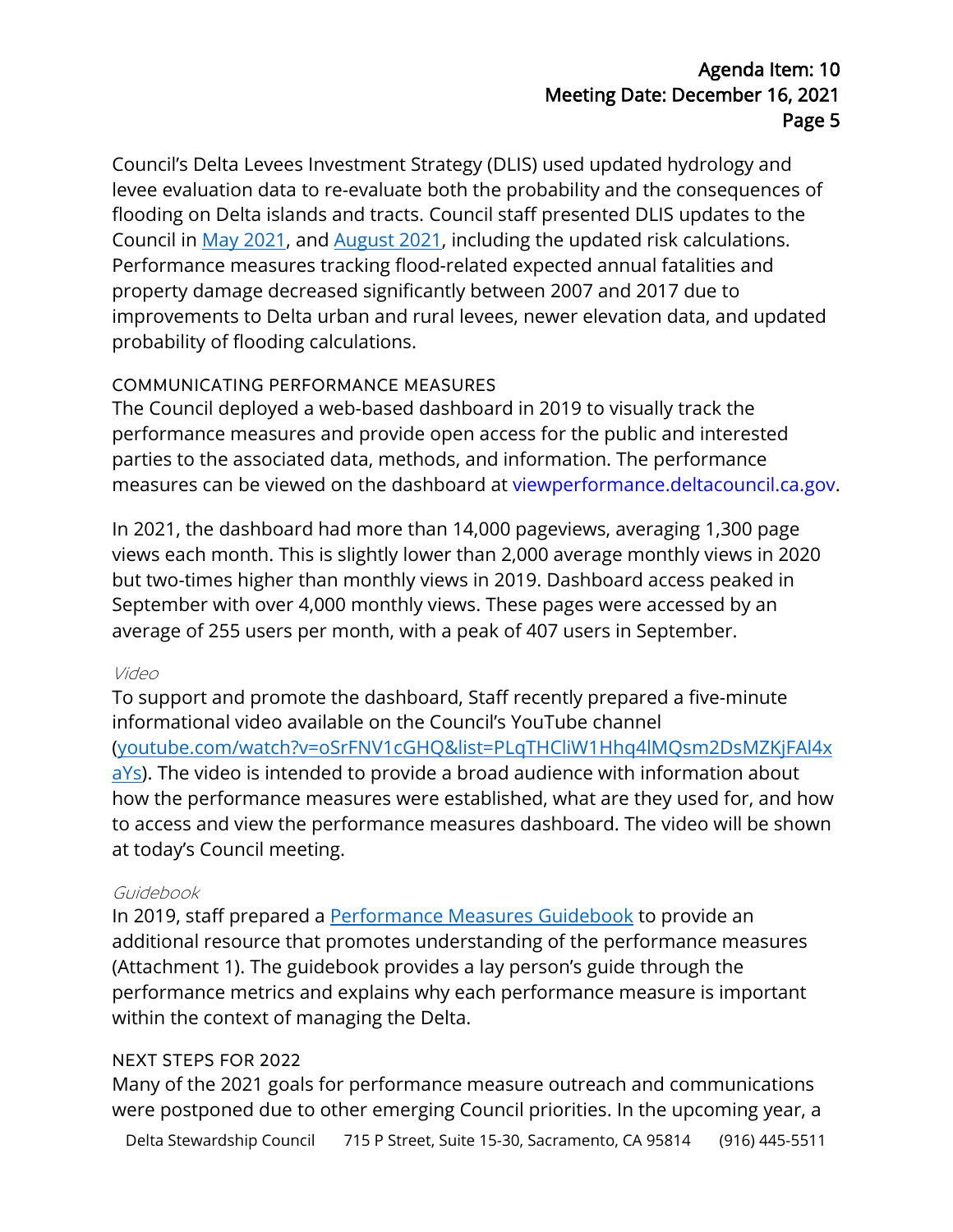Council's Delta Levees Investment Strategy (DLIS) used updated hydrology and levee evaluation data to re-evaluate both the probability and the consequences of flooding on Delta islands and tracts. Council staff presented DLIS updates to the Council in [May 2021](), and [August 2021](), including the updated risk calculations. Performance measures tracking flood-related expected annual fatalities and property damage decreased significantly between 2007 and 2017 due to improvements to Delta urban and rural levees, newer elevation data, and updated probability of flooding calculations.

### COMMUNICATING PERFORMANCE MEASURES

The Council deployed a web-based dashboard in 2019 to visually track the performance measures and provide open access for the public and interested parties to the associated data, methods, and information. The performance measures can be viewed on the dashboard at viewperformance.deltacouncil.ca.gov.

In 2021, the dashboard had more than 14,000 pageviews, averaging 1,300 page views each month. This is slightly lower than 2,000 average monthly views in 2020 but two-times higher than monthly views in 2019. Dashboard access peaked in September with over 4,000 monthly views. These pages were accessed by an average of 255 users per month, with a peak of 407 users in September.

#### *Video*

To support and promote the dashboard, Staff recently prepared a five-minute informational video available on the Council's YouTube channel (youtube.com/watch?v=oSrFNV1cGHQ&list=PLqTHCliW1Hhq4lMQsm2DsMZKjFAl4xaYs). The video is intended to provide a broad audience with information about how the performance measures were established, what are they used for, and how to access and view the performance measures dashboard. The video will be shown at today's Council meeting.

#### *Guidebook*

In 2019, staff prepared a Performance Measures Guidebook to provide an additional resource that promotes understanding of the performance measures (Attachment 1). The guidebook provides a lay person's guide through the performance metrics and explains why each performance measure is important within the context of managing the Delta.

### NEXT STEPS FOR 2022

Many of the 2021 goals for performance measure outreach and communications were postponed due to other emerging Council priorities. In the upcoming year, a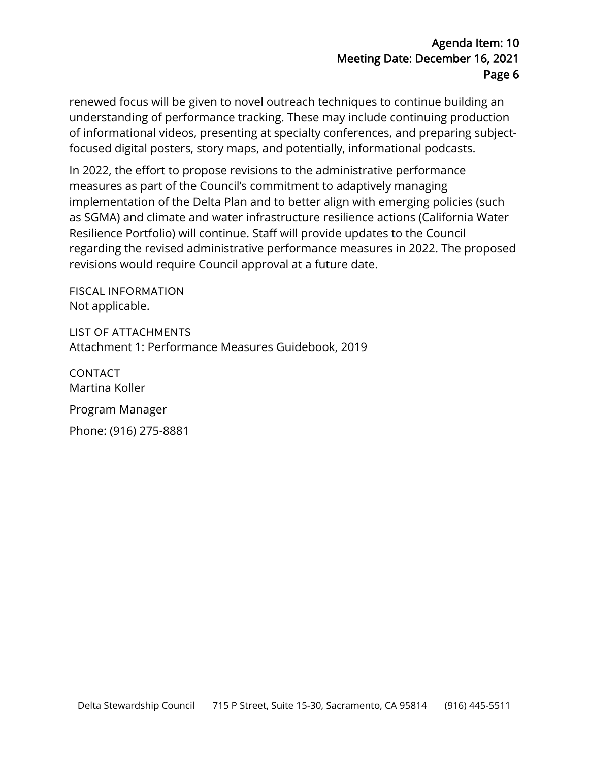renewed focus will be given to novel outreach techniques to continue building an understanding of performance tracking. These may include continuing production of informational videos, presenting at specialty conferences, and preparing subject-focused digital posters, story maps, and potentially, informational podcasts.

In 2022, the effort to propose revisions to the administrative performance measures as part of the Council's commitment to adaptively managing implementation of the Delta Plan and to better align with emerging policies (such as SGMA) and climate and water infrastructure resilience actions (California Water Resilience Portfolio) will continue. Staff will provide updates to the Council regarding the revised administrative performance measures in 2022. The proposed revisions would require Council approval at a future date.

## FISCAL INFORMATION

Not applicable.

## LIST OF ATTACHMENTS

Attachment 1: Performance Measures Guidebook, 2019

## CONTACT

Martina Koller

Program Manager

Phone: (916) 275-8881